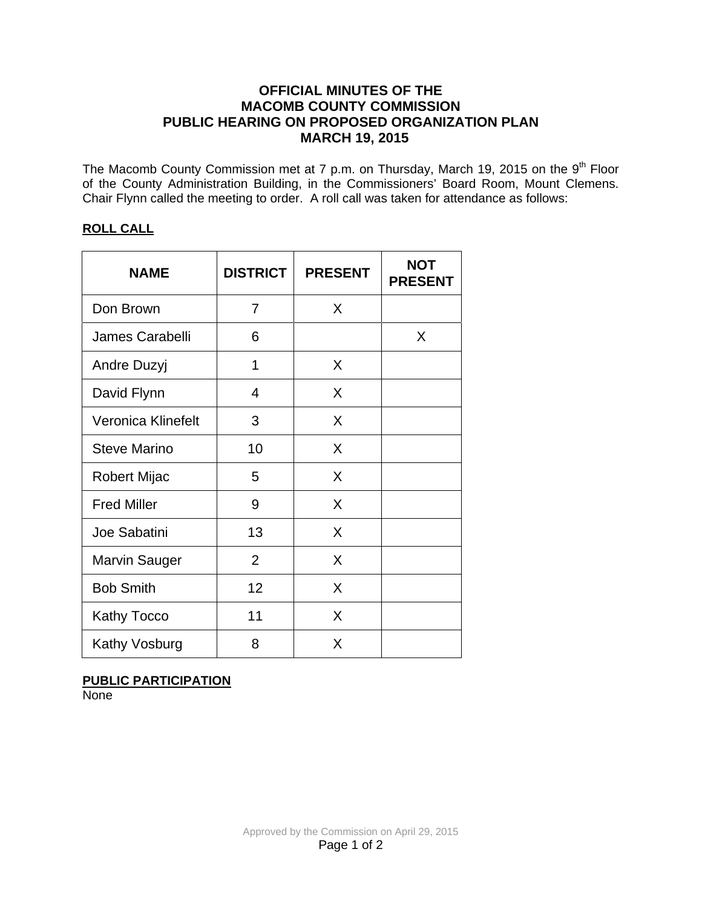# OFFICIAL MINUTES OF THE
# MACOMB COUNTY COMMISSION
# PUBLIC HEARING ON PROPOSED ORGANIZATION PLAN
# MARCH 19, 2015

The Macomb County Commission met at 7 p.m. on Thursday, March 19, 2015 on the 9th Floor of the County Administration Building, in the Commissioners' Board Room, Mount Clemens. Chair Flynn called the meeting to order. A roll call was taken for attendance as follows:

**ROLL CALL**

| NAME | DISTRICT | PRESENT | NOT PRESENT |
|---|---|---|---|
| Don Brown | 7 | X | |
| James Carabelli | 6 | | X |
| Andre Duzyj | 1 | X | |
| David Flynn | 4 | X | |
| Veronica Klinefelt | 3 | X | |
| Steve Marino | 10 | X | |
| Robert Mijac | 5 | X | |
| Fred Miller | 9 | X | |
| Joe Sabatini | 13 | X | |
| Marvin Sauger | 2 | X | |
| Bob Smith | 12 | X | |
| Kathy Tocco | 11 | X | |
| Kathy Vosburg | 8 | X | |

**PUBLIC PARTICIPATION**

None

Approved by the Commission on April 29, 2015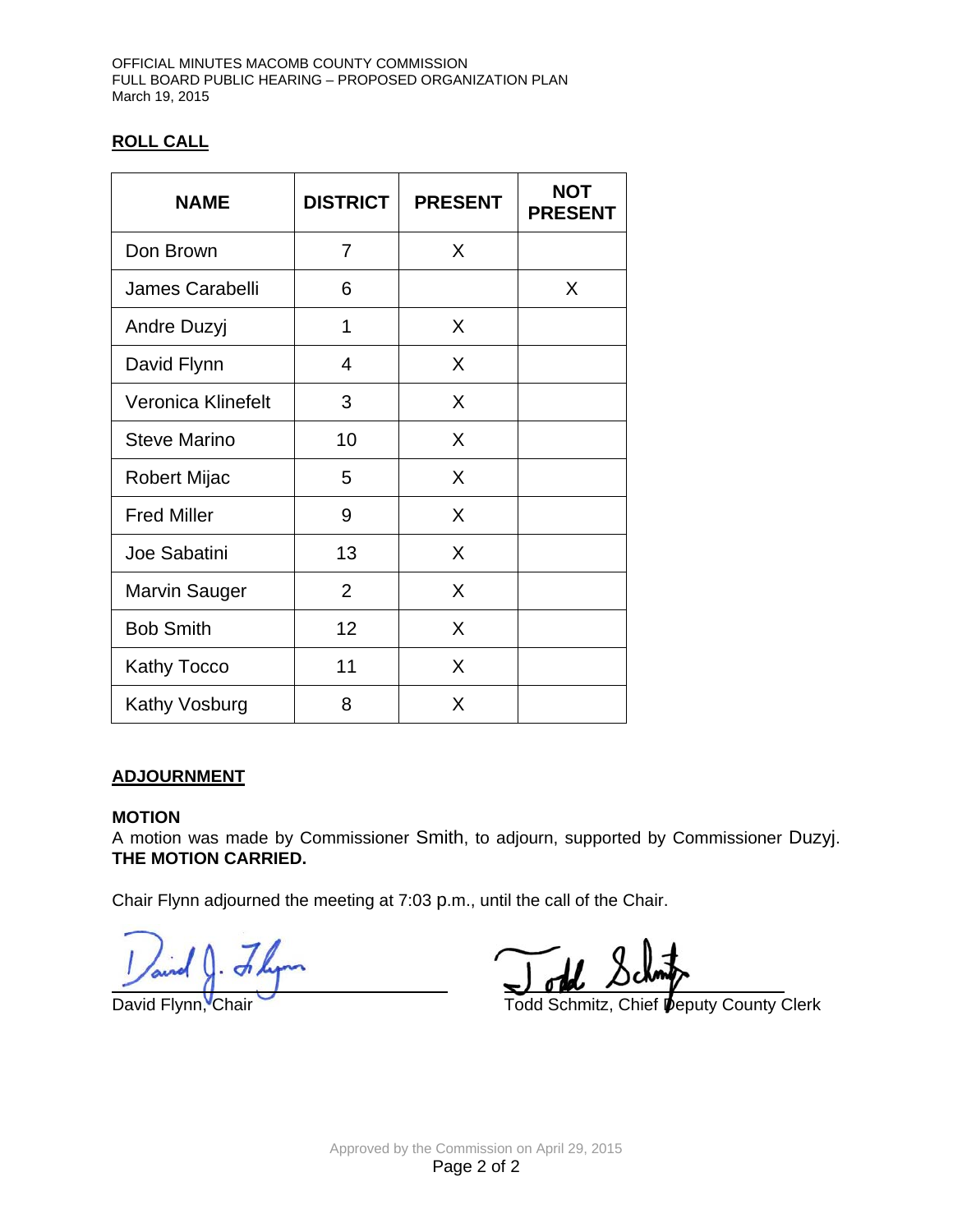## ROLL CALL

| NAME | DISTRICT | PRESENT | NOT PRESENT |
|---|---|---|---|
| Don Brown | 7 | X | |
| James Carabelli | 6 | | X |
| Andre Duzyj | 1 | X | |
| David Flynn | 4 | X | |
| Veronica Klinefelt | 3 | X | |
| Steve Marino | 10 | X | |
| Robert Mijac | 5 | X | |
| Fred Miller | 9 | X | |
| Joe Sabatini | 13 | X | |
| Marvin Sauger | 2 | X | |
| Bob Smith | 12 | X | |
| Kathy Tocco | 11 | X | |
| Kathy Vosburg | 8 | X | |

## ADJOURNMENT

**MOTION**
A motion was made by Commissioner Smith, to adjourn, supported by Commissioner Duzyj.
**THE MOTION CARRIED.**

Chair Flynn adjourned the meeting at 7:03 p.m., until the call of the Chair.

David Flynn, Chair

Todd Schmitz, Chief Deputy County Clerk

Approved by the Commission on April 29, 2015